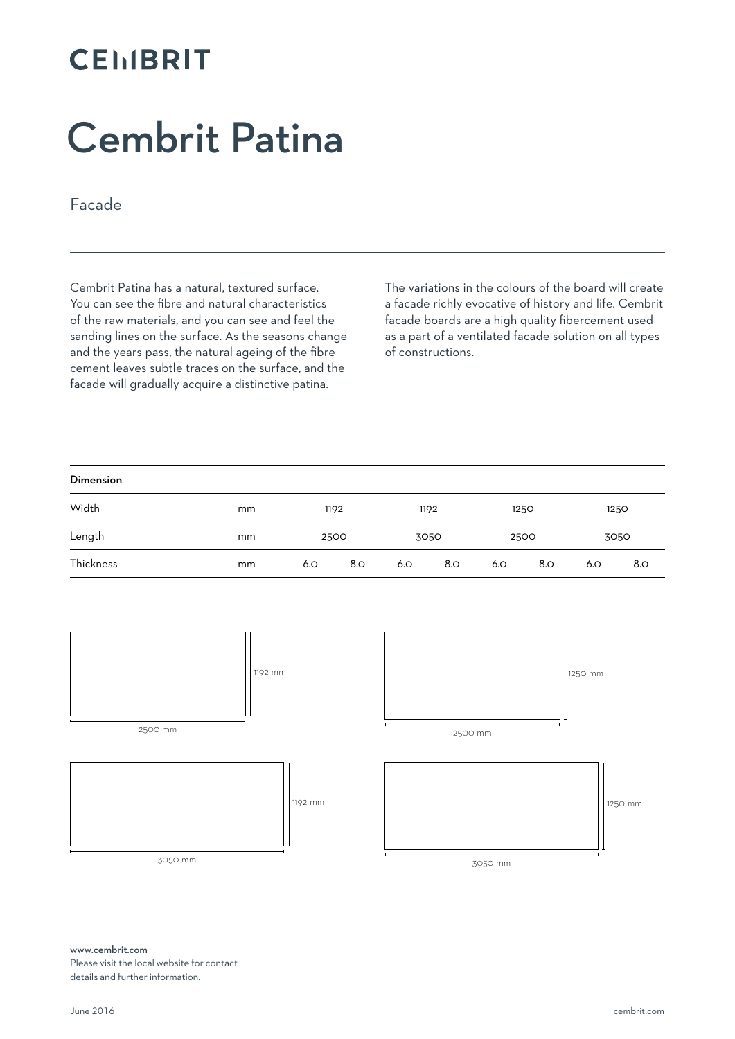CEMBRIT

# Cembrit Patina

## Facade

Cembrit Patina has a natural, textured surface. You can see the fibre and natural characteristics of the raw materials, and you can see and feel the sanding lines on the surface. As the seasons change and the years pass, the natural ageing of the fibre cement leaves subtle traces on the surface, and the facade will gradually acquire a distinctive patina.

The variations in the colours of the board will create a facade richly evocative of history and life. Cembrit facade boards are a high quality fibercement used as a part of a ventilated facade solution on all types of constructions.

| Dimension | | | | | | | | | |
|---|---|---|---|---|---|---|---|---|---|
| Width | mm | 1192 | | 1192 | | 1250 | | 1250 | |
| Length | mm | 2500 | | 3050 | | 2500 | | 3050 | |
| Thickness | mm | 6.0 | 8.0 | 6.0 | 8.0 | 6.0 | 8.0 | 6.0 | 8.0 |

1192 mm

2500 mm

1250 mm

2500 mm

1192 mm

3050 mm

1250 mm

3050 mm

**www.cembrit.com**
Please visit the local website for contact details and further information.

June 2016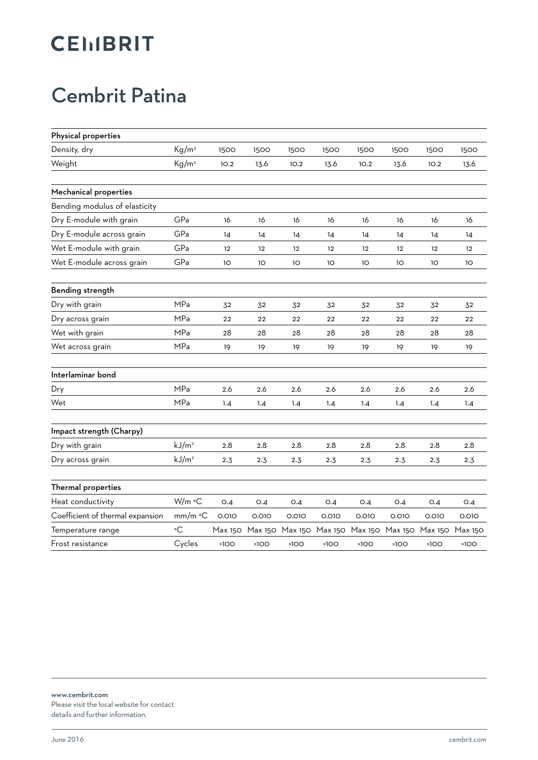# CEMBRIT

# Cembrit Patina

| Physical properties | | | | | | | | | |
|---|---|---|---|---|---|---|---|---|---|
| Density, dry | $Kg/m^3$ | 1500 | 1500 | 1500 | 1500 | 1500 | 1500 | 1500 | 1500 |
| Weight | $Kg/m^2$ | 10.2 | 13.6 | 10.2 | 13.6 | 10.2 | 13.6 | 10.2 | 13.6 |

| Mechanical properties | | | | | | | | | |
|---|---|---|---|---|---|---|---|---|---|
| Bending modulus of elasticity | | | | | | | | | |
| Dry E-module with grain | GPa | 16 | 16 | 16 | 16 | 16 | 16 | 16 | 16 |
| Dry E-module across grain | GPa | 14 | 14 | 14 | 14 | 14 | 14 | 14 | 14 |
| Wet E-module with grain | GPa | 12 | 12 | 12 | 12 | 12 | 12 | 12 | 12 |
| Wet E-module across grain | GPa | 10 | 10 | 10 | 10 | 10 | 10 | 10 | 10 |

| Bending strength | | | | | | | | | |
|---|---|---|---|---|---|---|---|---|---|
| Dry with grain | MPa | 32 | 32 | 32 | 32 | 32 | 32 | 32 | 32 |
| Dry across grain | MPa | 22 | 22 | 22 | 22 | 22 | 22 | 22 | 22 |
| Wet with grain | MPa | 28 | 28 | 28 | 28 | 28 | 28 | 28 | 28 |
| Wet across grain | MPa | 19 | 19 | 19 | 19 | 19 | 19 | 19 | 19 |

| Interlaminar bond | | | | | | | | | |
|---|---|---|---|---|---|---|---|---|---|
| Dry | MPa | 2.6 | 2.6 | 2.6 | 2.6 | 2.6 | 2.6 | 2.6 | 2.6 |
| Wet | MPa | 1.4 | 1.4 | 1.4 | 1.4 | 1.4 | 1.4 | 1.4 | 1.4 |

| Impact strength (Charpy) | | | | | | | | | |
|---|---|---|---|---|---|---|---|---|---|
| Dry with grain | $kJ/m^2$ | 2.8 | 2.8 | 2.8 | 2.8 | 2.8 | 2.8 | 2.8 | 2.8 |
| Dry across grain | $kJ/m^2$ | 2.3 | 2.3 | 2.3 | 2.3 | 2.3 | 2.3 | 2.3 | 2.3 |

| Thermal properties | | | | | | | | | |
|---|---|---|---|---|---|---|---|---|---|
| Heat conductivity | W/m °C | 0.4 | 0.4 | 0.4 | 0.4 | 0.4 | 0.4 | 0.4 | 0.4 |
| Coefficient of thermal expansion | mm/m °C | 0.010 | 0.010 | 0.010 | 0.010 | 0.010 | 0.010 | 0.010 | 0.010 |
| Temperature range | °C | Max 150 | Max 150 | Max 150 | Max 150 | Max 150 | Max 150 | Max 150 | Max 150 |
| Frost resistance | Cycles | >100 | >100 | >100 | >100 | >100 | >100 | >100 | >100 |

**www.cembrit.com**
Please visit the local website for contact details and further information.

June 2016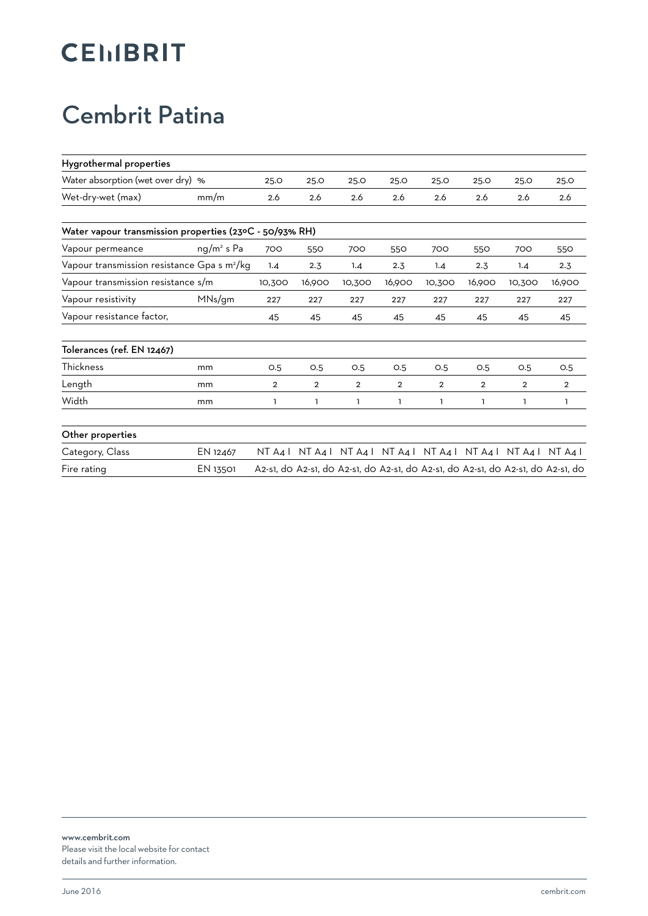# CEMBRIT

# Cembrit Patina

| Hygrothermal properties | | | | | | | | | |
|---|---|---|---|---|---|---|---|---|---|
| Water absorption (wet over dry) | % | 25.0 | 25.0 | 25.0 | 25.0 | 25.0 | 25.0 | 25.0 | 25.0 |
| Wet-dry-wet (max) | mm/m | 2.6 | 2.6 | 2.6 | 2.6 | 2.6 | 2.6 | 2.6 | 2.6 |

| Water vapour transmission properties (23ºC - 50/93% RH) | | | | | | | | | |
|---|---|---|---|---|---|---|---|---|---|
| Vapour permeance | ng/m² s Pa | 700 | 550 | 700 | 550 | 700 | 550 | 700 | 550 |
| Vapour transmission resistance | Gpa s m²/kg | 1.4 | 2.3 | 1.4 | 2.3 | 1.4 | 2.3 | 1.4 | 2.3 |
| Vapour transmission resistance | s/m | 10,300 | 16,900 | 10,300 | 16,900 | 10,300 | 16,900 | 10,300 | 16,900 |
| Vapour resistivity | MNs/gm | 227 | 227 | 227 | 227 | 227 | 227 | 227 | 227 |
| Vapour resistance factor, | | 45 | 45 | 45 | 45 | 45 | 45 | 45 | 45 |

| Tolerances (ref. EN 12467) | | | | | | | | | |
|---|---|---|---|---|---|---|---|---|---|
| Thickness | mm | 0.5 | 0.5 | 0.5 | 0.5 | 0.5 | 0.5 | 0.5 | 0.5 |
| Length | mm | 2 | 2 | 2 | 2 | 2 | 2 | 2 | 2 |
| Width | mm | 1 | 1 | 1 | 1 | 1 | 1 | 1 | 1 |

| Other properties | | | | | | | | | |
|---|---|---|---|---|---|---|---|---|---|
| Category, Class | EN 12467 | NT A4 I | NT A4 I | NT A4 I | NT A4 I | NT A4 I | NT A4 I | NT A4 I | NT A4 I |
| Fire rating | EN 13501 | A2-s1, d0 | A2-s1, d0 | A2-s1, d0 | A2-s1, d0 | A2-s1, d0 | A2-s1, d0 | A2-s1, d0 | A2-s1, d0 |

**www.cembrit.com**
Please visit the local website for contact details and further information.

June 2016